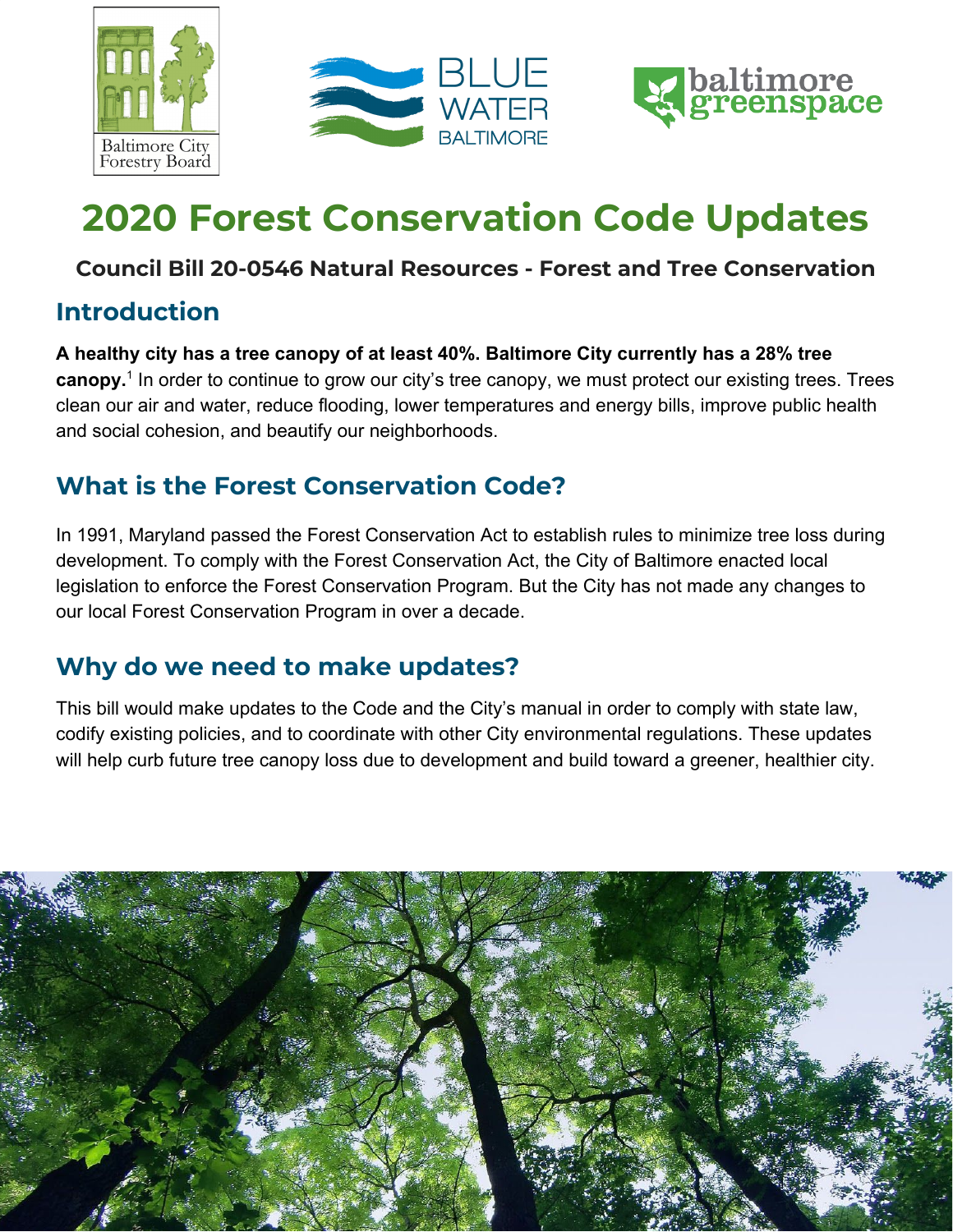# 2020 Forest Conservation Code Updates

**Council Bill 20-0546 Natural Resources - Forest and Tree Conservation**

## Introduction

**A healthy city has a tree canopy of at least 40%. Baltimore City currently has a 28% tree canopy.**[1] In order to continue to grow our city's tree canopy, we must protect our existing trees. Trees clean our air and water, reduce flooding, lower temperatures and energy bills, improve public health and social cohesion, and beautify our neighborhoods.

## What is the Forest Conservation Code?

In 1991, Maryland passed the Forest Conservation Act to establish rules to minimize tree loss during development. To comply with the Forest Conservation Act, the City of Baltimore enacted local legislation to enforce the Forest Conservation Program. But the City has not made any changes to our local Forest Conservation Program in over a decade.

## Why do we need to make updates?

This bill would make updates to the Code and the City's manual in order to comply with state law, codify existing policies, and to coordinate with other City environmental regulations. These updates will help curb future tree canopy loss due to development and build toward a greener, healthier city.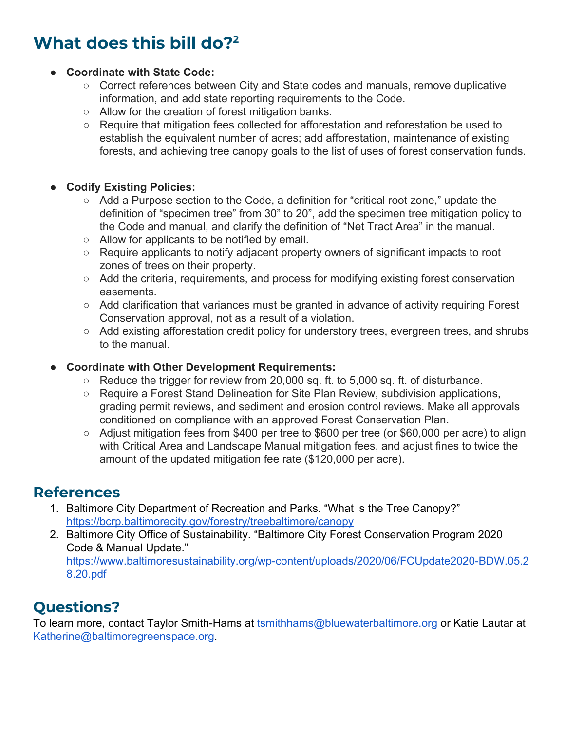## What does this bill do?[2]

- **Coordinate with State Code:**
  - Correct references between City and State codes and manuals, remove duplicative information, and add state reporting requirements to the Code.
  - Allow for the creation of forest mitigation banks.
  - Require that mitigation fees collected for afforestation and reforestation be used to establish the equivalent number of acres; add afforestation, maintenance of existing forests, and achieving tree canopy goals to the list of uses of forest conservation funds.

- **Codify Existing Policies:**
  - Add a Purpose section to the Code, a definition for "critical root zone," update the definition of "specimen tree" from 30" to 20", add the specimen tree mitigation policy to the Code and manual, and clarify the definition of "Net Tract Area" in the manual.
  - Allow for applicants to be notified by email.
  - Require applicants to notify adjacent property owners of significant impacts to root zones of trees on their property.
  - Add the criteria, requirements, and process for modifying existing forest conservation easements.
  - Add clarification that variances must be granted in advance of activity requiring Forest Conservation approval, not as a result of a violation.
  - Add existing afforestation credit policy for understory trees, evergreen trees, and shrubs to the manual.

- **Coordinate with Other Development Requirements:**
  - Reduce the trigger for review from 20,000 sq. ft. to 5,000 sq. ft. of disturbance.
  - Require a Forest Stand Delineation for Site Plan Review, subdivision applications, grading permit reviews, and sediment and erosion control reviews. Make all approvals conditioned on compliance with an approved Forest Conservation Plan.
  - Adjust mitigation fees from $400 per tree to $600 per tree (or $60,000 per acre) to align with Critical Area and Landscape Manual mitigation fees, and adjust fines to twice the amount of the updated mitigation fee rate ($120,000 per acre).

## References

1. Baltimore City Department of Recreation and Parks. "What is the Tree Canopy?" https://bcrp.baltimorecity.gov/forestry/treebaltimore/canopy
2. Baltimore City Office of Sustainability. "Baltimore City Forest Conservation Program 2020 Code & Manual Update." https://www.baltimoresustainability.org/wp-content/uploads/2020/06/FCUpdate2020-BDW.05.28.20.pdf

## Questions?

To learn more, contact Taylor Smith-Hams at tsmithhams@bluewaterbaltimore.org or Katie Lautar at Katherine@baltimoregreenspace.org.